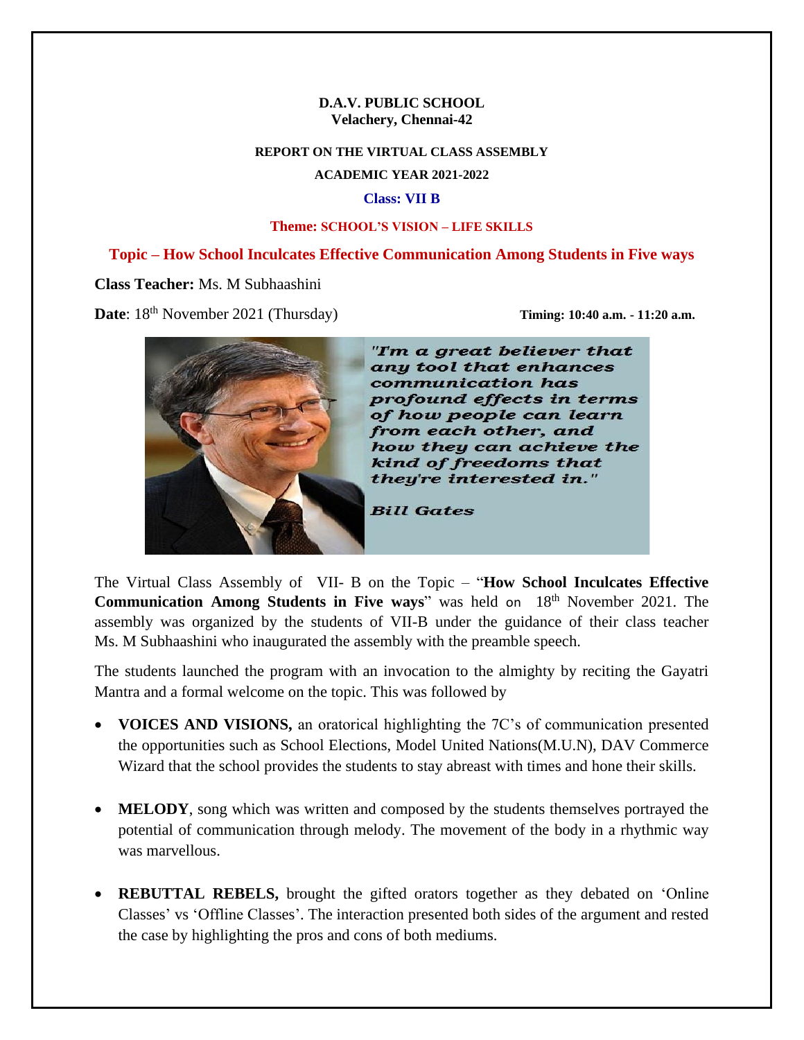**D.A.V. PUBLIC SCHOOL**
**Velachery, Chennai-42**

**REPORT ON THE VIRTUAL CLASS ASSEMBLY**

**ACADEMIC YEAR 2021-2022**

**Class: VII B**

**Theme: SCHOOL'S VISION – LIFE SKILLS**

## Topic – How School Inculcates Effective Communication Among Students in Five ways

**Class Teacher:** Ms. M Subhaashini

**Date**: 18th November 2021 (Thursday) **Timing: 10:40 a.m. - 11:20 a.m.**

*"I'm a great believer that any tool that enhances communication has profound effects in terms of how people can learn from each other, and how they can achieve the kind of freedoms that they're interested in."*

*Bill Gates*

The Virtual Class Assembly of VII- B on the Topic – "**How School Inculcates Effective Communication Among Students in Five ways**" was held on 18th November 2021. The assembly was organized by the students of VII-B under the guidance of their class teacher Ms. M Subhaashini who inaugurated the assembly with the preamble speech.

The students launched the program with an invocation to the almighty by reciting the Gayatri Mantra and a formal welcome on the topic. This was followed by

- **VOICES AND VISIONS,** an oratorical highlighting the 7C's of communication presented the opportunities such as School Elections, Model United Nations(M.U.N), DAV Commerce Wizard that the school provides the students to stay abreast with times and hone their skills.

- **MELODY**, song which was written and composed by the students themselves portrayed the potential of communication through melody. The movement of the body in a rhythmic way was marvellous.

- **REBUTTAL REBELS,** brought the gifted orators together as they debated on 'Online Classes' vs 'Offline Classes'. The interaction presented both sides of the argument and rested the case by highlighting the pros and cons of both mediums.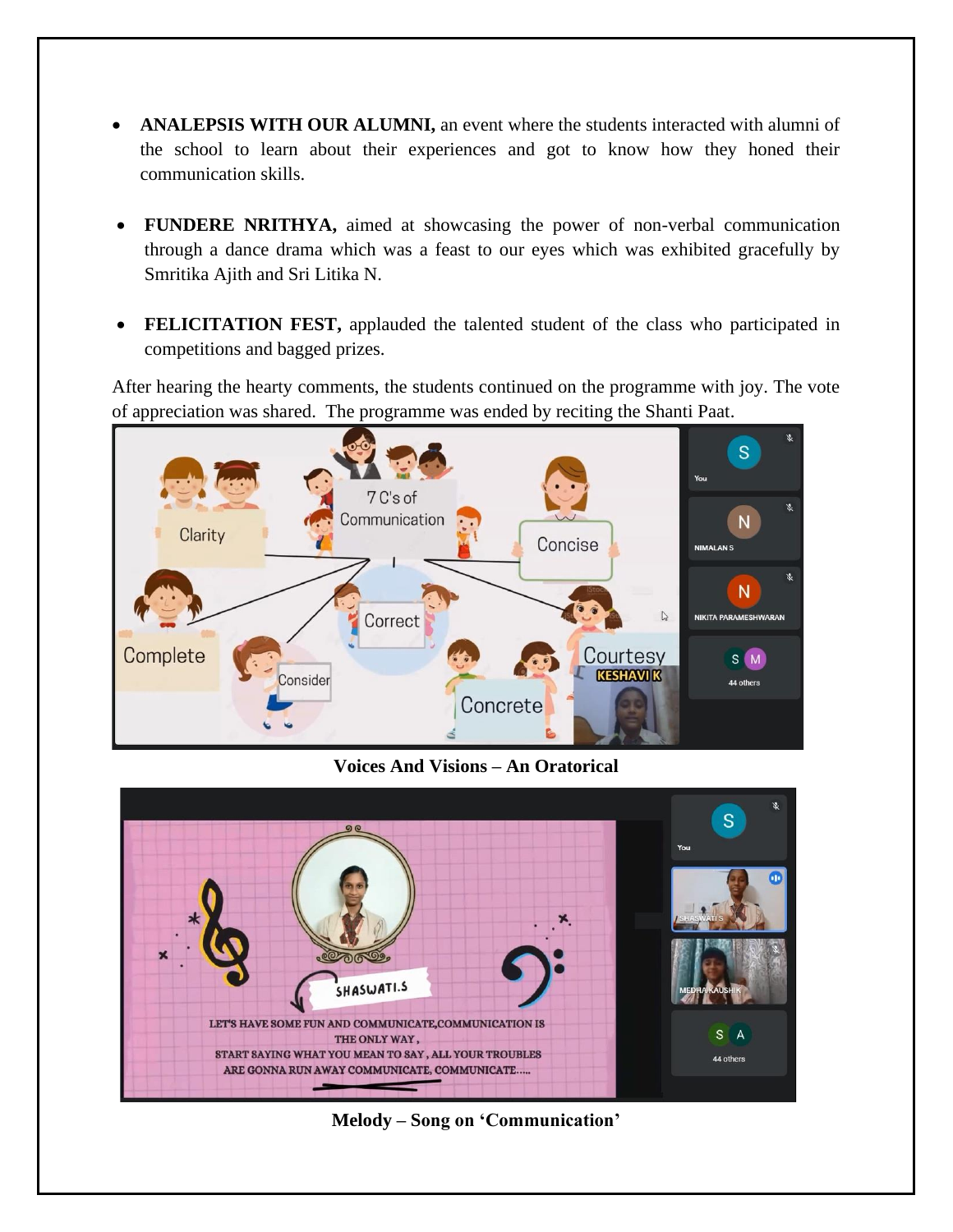- **ANALEPSIS WITH OUR ALUMNI,** an event where the students interacted with alumni of the school to learn about their experiences and got to know how they honed their communication skills.

- **FUNDERE NRITHYA,** aimed at showcasing the power of non-verbal communication through a dance drama which was a feast to our eyes which was exhibited gracefully by Smritika Ajith and Sri Litika N.

- **FELICITATION FEST,** applauded the talented student of the class who participated in competitions and bagged prizes.

After hearing the hearty comments, the students continued on the programme with joy. The vote of appreciation was shared. The programme was ended by reciting the Shanti Paat.

**Voices And Visions – An Oratorical**

**Melody – Song on 'Communication'**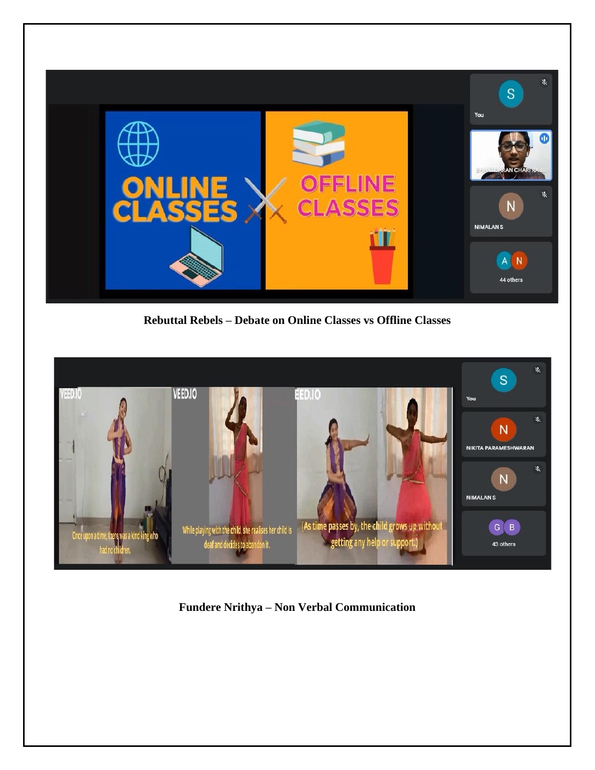**Rebuttal Rebels – Debate on Online Classes vs Offline Classes**

**Fundere Nrithya – Non Verbal Communication**